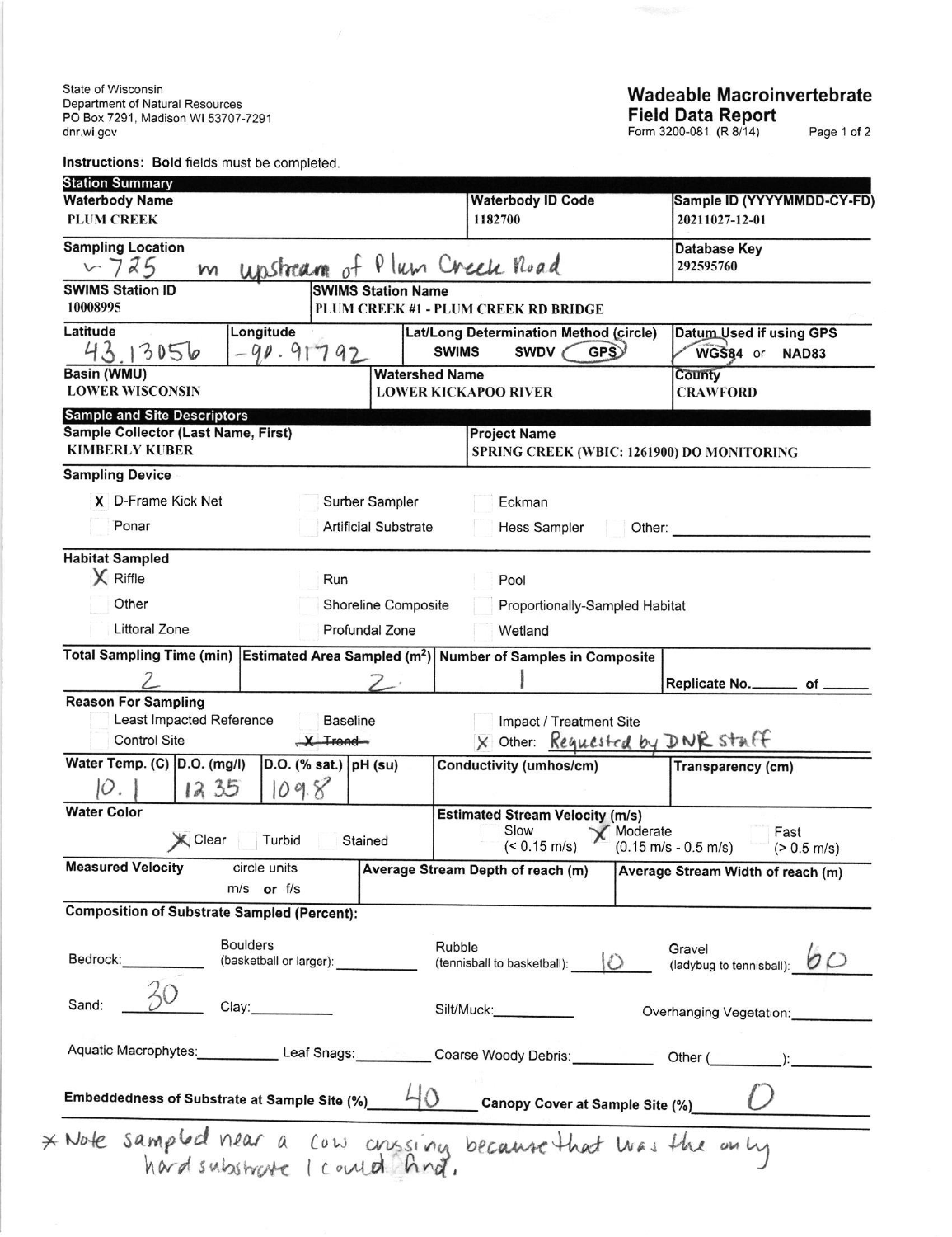State of Wisconsin
Department of Natural Resources
PO Box 7291, Madison WI 53707-7291
dnr.wi.gov

# Wadeable Macroinvertebrate Field Data Report

Form 3200-081 (R 8/14)

**Instructions:** **Bold** fields must be completed.

## Station Summary

| **Waterbody Name** | **Waterbody ID Code** | **Sample ID (YYYYMMDD-CY-FD)** |
|---|---|---|
| PLUM CREEK | 1182700 | 20211027-12-01 |

| **Sampling Location** | **Database Key** |
|---|---|
| ~725 m upstream of Plum Creek Road | 292595760 |

| **SWIMS Station ID** | **SWIMS Station Name** |
|---|---|
| 10008995 | PLUM CREEK #1 - PLUM CREEK RD BRIDGE |

| **Latitude** | **Longitude** | **Lat/Long Determination Method (circle)** | **Datum Used if using GPS** |
|---|---|---|---|
| 43.13056 | -90.91792 | SWIMS SWDV (GPS) circled | ✓ WGS84 or NAD83 |

| **Basin (WMU)** | **Watershed Name** | **County** |
|---|---|---|
| LOWER WISCONSIN | LOWER KICKAPOO RIVER | CRAWFORD |

## Sample and Site Descriptors

| **Sample Collector (Last Name, First)** | **Project Name** |
|---|---|
| KIMBERLY KUBER | SPRING CREEK (WBIC: 1261900) DO MONITORING |

**Sampling Device**

- X D-Frame Kick Net
- Surber Sampler
- Eckman
- Ponar
- Artificial Substrate
- Hess Sampler
- Other: ______

**Habitat Sampled**

- X Riffle
- Run
- Pool
- Other
- Shoreline Composite
- Proportionally-Sampled Habitat
- Littoral Zone
- Profundal Zone
- Wetland

| **Total Sampling Time (min)** | **Estimated Area Sampled (m²)** | **Number of Samples in Composite** | **Replicate No.** ____ of ____ |
|---|---|---|---|
| 2 | 2 | 1 | |

**Reason For Sampling**

- Least Impacted Reference
- Baseline
- Impact / Treatment Site
- Control Site
- ~~X Trend~~
- X Other: Requested by DNR staff

| **Water Temp. (C)** | **D.O. (mg/l)** | **D.O. (% sat.)** | **pH (su)** | **Conductivity (umhos/cm)** | **Transparency (cm)** |
|---|---|---|---|---|---|
| 10.1 | 12.35 | 109.8 | | | |

**Water Color**: X Clear · Turbid · Stained

**Estimated Stream Velocity (m/s)**: Slow (< 0.15 m/s) · X Moderate (0.15 m/s - 0.5 m/s) · Fast (> 0.5 m/s)

| **Measured Velocity** circle units m/s or f/s | **Average Stream Depth of reach (m)** | **Average Stream Width of reach (m)** |
|---|---|---|
| | | |

**Composition of Substrate Sampled (Percent):**

- Bedrock: ______
- Boulders (basketball or larger): ______
- Rubble (tennisball to basketball): 10
- Gravel (ladybug to tennisball): 60
- Sand: 30
- Clay: ______
- Silt/Muck: ______
- Overhanging Vegetation: ______
- Aquatic Macrophytes: ______
- Leaf Snags: ______
- Coarse Woody Debris: ______
- Other (______): ______

**Embeddedness of Substrate at Sample Site (%)** 40 **Canopy Cover at Sample Site (%)** 0

* Note sampled near a cow crossing because that was the only hard substrate I could find.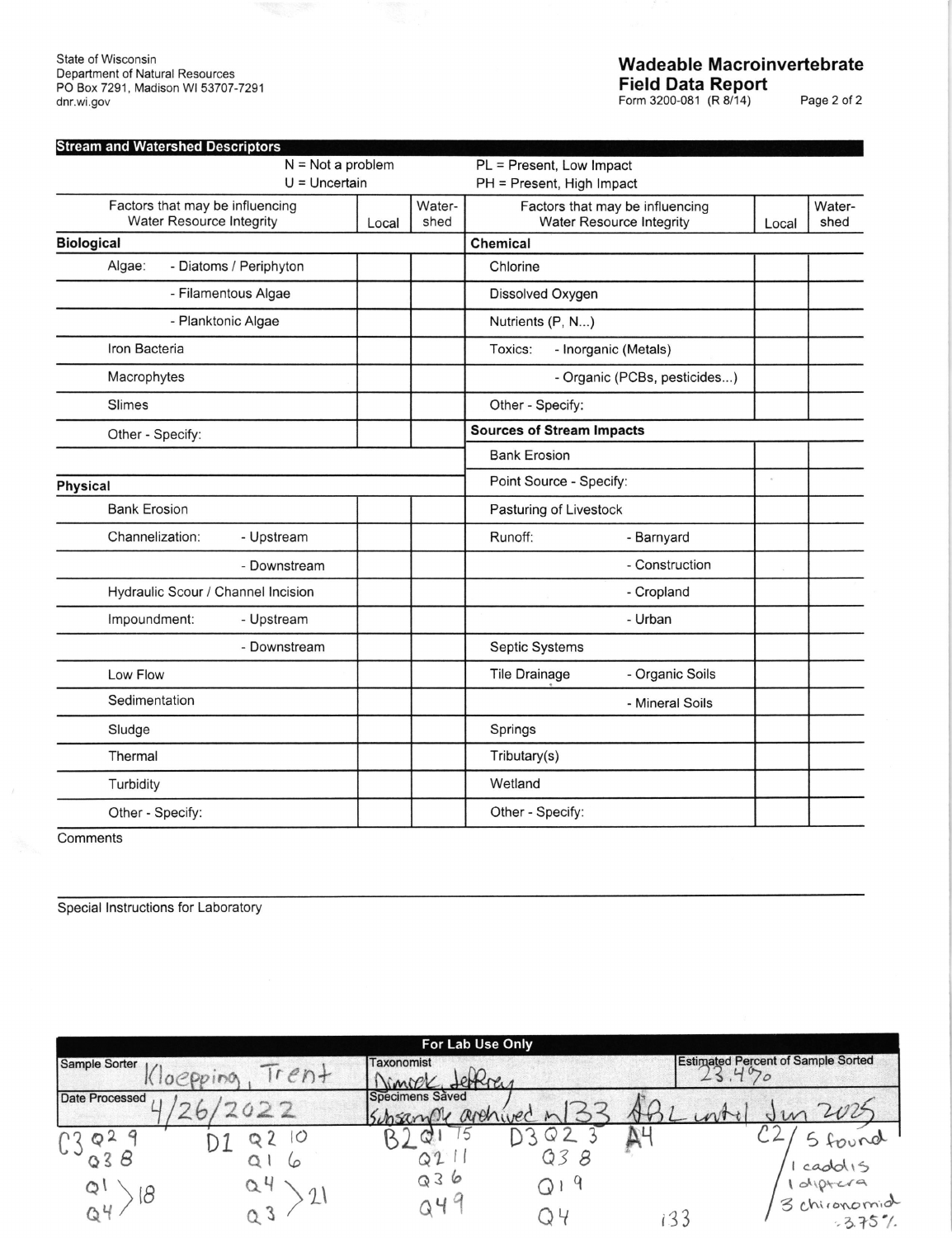State of Wisconsin
Department of Natural Resources
PO Box 7291, Madison WI 53707-7291
dnr.wi.gov

# Wadeable Macroinvertebrate Field Data Report

Form 3200-081 (R 8/14)

## Stream and Watershed Descriptors

N = Not a problem
U = Uncertain
PL = Present, Low Impact
PH = Present, High Impact

| Factors that may be influencing Water Resource Integrity | Local | Watershed | Factors that may be influencing Water Resource Integrity | Local | Watershed |
|---|---|---|---|---|---|
| **Biological** | | | **Chemical** | | |
| Algae: - Diatoms / Periphyton | | | Chlorine | | |
| - Filamentous Algae | | | Dissolved Oxygen | | |
| - Planktonic Algae | | | Nutrients (P, N...) | | |
| Iron Bacteria | | | Toxics: - Inorganic (Metals) | | |
| Macrophytes | | | - Organic (PCBs, pesticides...) | | |
| Slimes | | | Other - Specify: | | |
| Other - Specify: | | | **Sources of Stream Impacts** | | |
| | | | Bank Erosion | | |
| **Physical** | | | Point Source - Specify: | | |
| Bank Erosion | | | Pasturing of Livestock | | |
| Channelization: - Upstream | | | Runoff: - Barnyard | | |
| - Downstream | | | - Construction | | |
| Hydraulic Scour / Channel Incision | | | - Cropland | | |
| Impoundment: - Upstream | | | - Urban | | |
| - Downstream | | | Septic Systems | | |
| Low Flow | | | Tile Drainage - Organic Soils | | |
| Sedimentation | | | - Mineral Soils | | |
| Sludge | | | Springs | | |
| Thermal | | | Tributary(s) | | |
| Turbidity | | | Wetland | | |
| Other - Specify: | | | Other - Specify: | | |

Comments

Special Instructions for Laboratory

## For Lab Use Only

| Sample Sorter | Taxonomist | Estimated Percent of Sample Sorted |
|---|---|---|
| Kloepping, Trent | Dimick, Jeffrey | 23.4% |

| Date Processed | Specimens Saved |
|---|---|
| 4/26/2022 | Subsample archived in 133 ABL until Jun 2025 |

C3 Q2 9
Q3 8
Q1
Q4 > 18

D1 Q2 10
Q1 6
Q4
Q3 > 21

B2 Q1 15
Q2 11
Q3 6
Q4 9

D3 Q2 3
Q3 8
Q1 9
Q4

A4

133

C2 / 5 found
1 caddis
1 diptera
3 chironomid
= 3.75%